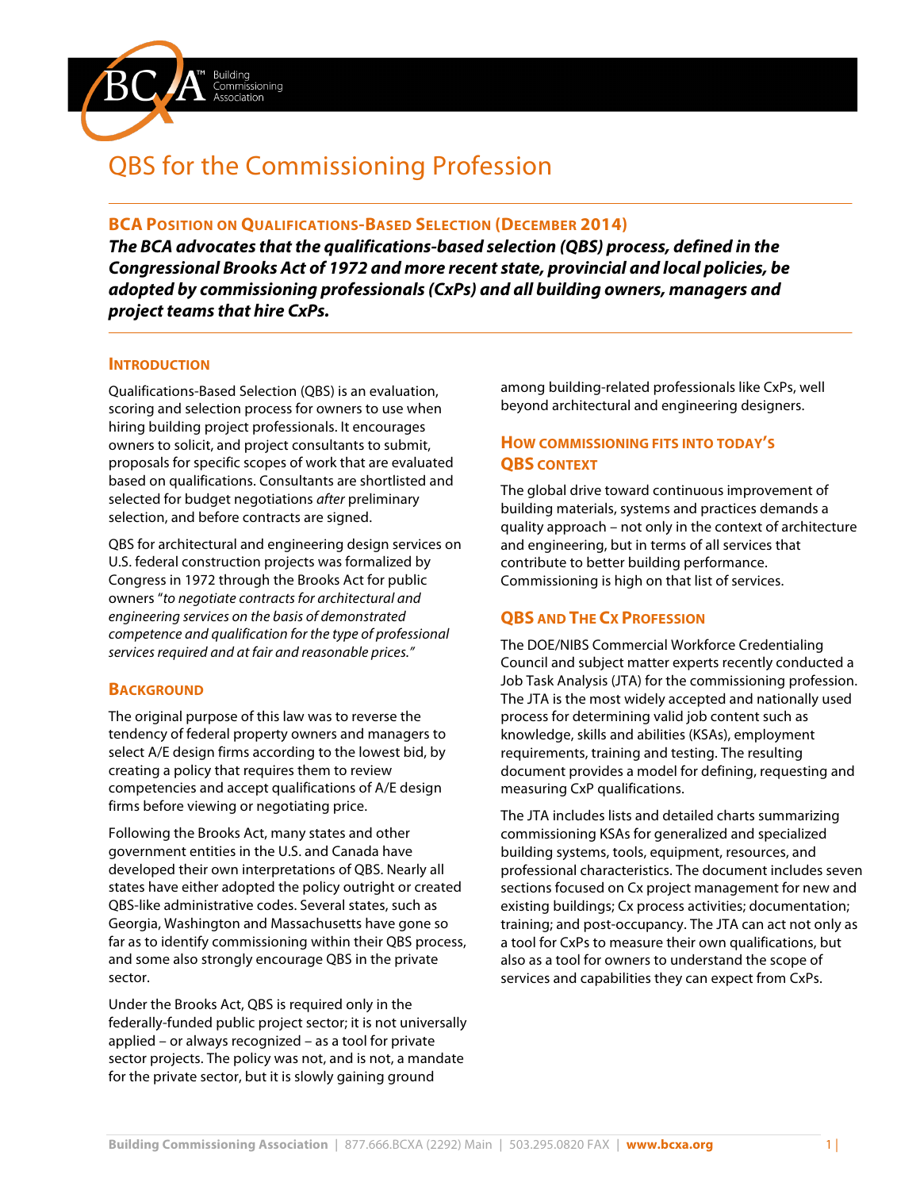# QBS for the Commissioning Profession

## BCA Position on Qualifications-Based Selection (December 2014)

***The BCA advocates that the qualifications-based selection (QBS) process, defined in the Congressional Brooks Act of 1972 and more recent state, provincial and local policies, be adopted by commissioning professionals (CxPs) and all building owners, managers and project teams that hire CxPs.***

### Introduction

Qualifications-Based Selection (QBS) is an evaluation, scoring and selection process for owners to use when hiring building project professionals. It encourages owners to solicit, and project consultants to submit, proposals for specific scopes of work that are evaluated based on qualifications. Consultants are shortlisted and selected for budget negotiations *after* preliminary selection, and before contracts are signed.

QBS for architectural and engineering design services on U.S. federal construction projects was formalized by Congress in 1972 through the Brooks Act for public owners "*to negotiate contracts for architectural and engineering services on the basis of demonstrated competence and qualification for the type of professional services required and at fair and reasonable prices.*"

### Background

The original purpose of this law was to reverse the tendency of federal property owners and managers to select A/E design firms according to the lowest bid, by creating a policy that requires them to review competencies and accept qualifications of A/E design firms before viewing or negotiating price.

Following the Brooks Act, many states and other government entities in the U.S. and Canada have developed their own interpretations of QBS. Nearly all states have either adopted the policy outright or created QBS-like administrative codes. Several states, such as Georgia, Washington and Massachusetts have gone so far as to identify commissioning within their QBS process, and some also strongly encourage QBS in the private sector.

Under the Brooks Act, QBS is required only in the federally-funded public project sector; it is not universally applied – or always recognized – as a tool for private sector projects. The policy was not, and is not, a mandate for the private sector, but it is slowly gaining ground among building-related professionals like CxPs, well beyond architectural and engineering designers.

### How commissioning fits into today's QBS context

The global drive toward continuous improvement of building materials, systems and practices demands a quality approach – not only in the context of architecture and engineering, but in terms of all services that contribute to better building performance. Commissioning is high on that list of services.

### QBS and The Cx Profession

The DOE/NIBS Commercial Workforce Credentialing Council and subject matter experts recently conducted a Job Task Analysis (JTA) for the commissioning profession. The JTA is the most widely accepted and nationally used process for determining valid job content such as knowledge, skills and abilities (KSAs), employment requirements, training and testing. The resulting document provides a model for defining, requesting and measuring CxP qualifications.

The JTA includes lists and detailed charts summarizing commissioning KSAs for generalized and specialized building systems, tools, equipment, resources, and professional characteristics. The document includes seven sections focused on Cx project management for new and existing buildings; Cx process activities; documentation; training; and post-occupancy. The JTA can act not only as a tool for CxPs to measure their own qualifications, but also as a tool for owners to understand the scope of services and capabilities they can expect from CxPs.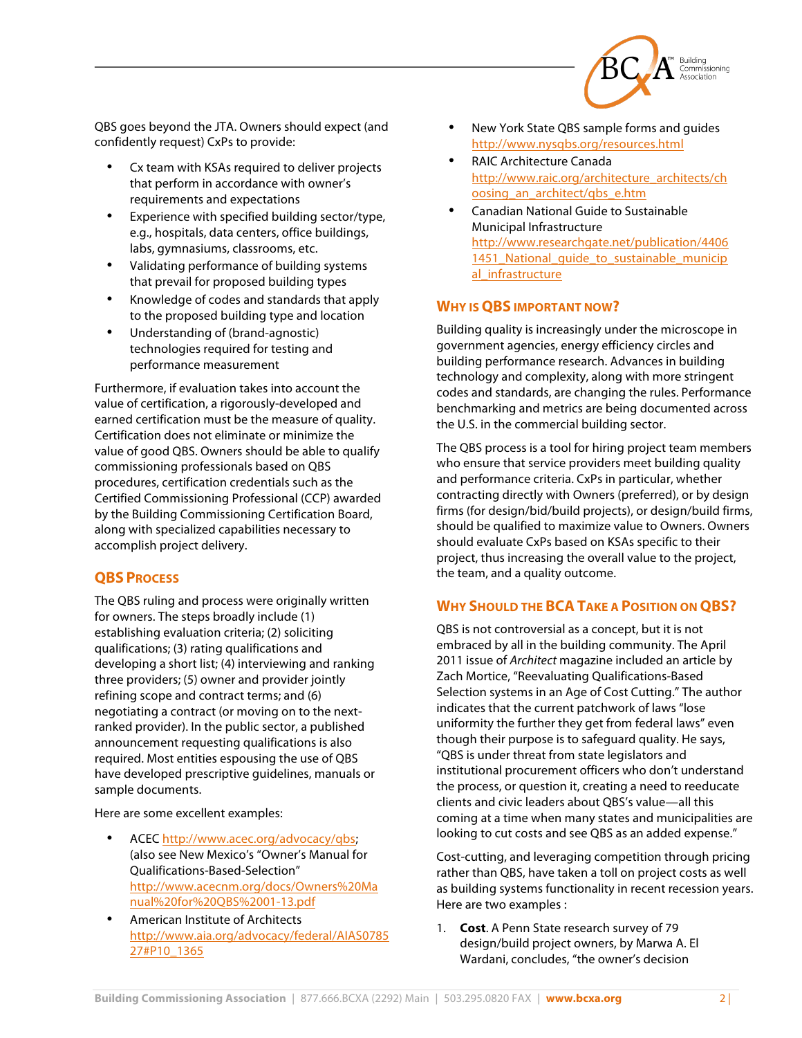QBS goes beyond the JTA. Owners should expect (and confidently request) CxPs to provide:

- Cx team with KSAs required to deliver projects that perform in accordance with owner's requirements and expectations
- Experience with specified building sector/type, e.g., hospitals, data centers, office buildings, labs, gymnasiums, classrooms, etc.
- Validating performance of building systems that prevail for proposed building types
- Knowledge of codes and standards that apply to the proposed building type and location
- Understanding of (brand-agnostic) technologies required for testing and performance measurement

Furthermore, if evaluation takes into account the value of certification, a rigorously-developed and earned certification must be the measure of quality. Certification does not eliminate or minimize the value of good QBS. Owners should be able to qualify commissioning professionals based on QBS procedures, certification credentials such as the Certified Commissioning Professional (CCP) awarded by the Building Commissioning Certification Board, along with specialized capabilities necessary to accomplish project delivery.

## QBS Process

The QBS ruling and process were originally written for owners. The steps broadly include (1) establishing evaluation criteria; (2) soliciting qualifications; (3) rating qualifications and developing a short list; (4) interviewing and ranking three providers; (5) owner and provider jointly refining scope and contract terms; and (6) negotiating a contract (or moving on to the next-ranked provider). In the public sector, a published announcement requesting qualifications is also required. Most entities espousing the use of QBS have developed prescriptive guidelines, manuals or sample documents.

Here are some excellent examples:

- ACEC http://www.acec.org/advocacy/qbs; (also see New Mexico's "Owner's Manual for Qualifications-Based-Selection" http://www.acecnm.org/docs/Owners%20Manual%20for%20QBS%2001-13.pdf
- American Institute of Architects http://www.aia.org/advocacy/federal/AIAS078527#P10_1365
- New York State QBS sample forms and guides http://www.nysqbs.org/resources.html
- RAIC Architecture Canada http://www.raic.org/architecture_architects/choosing_an_architect/qbs_e.htm
- Canadian National Guide to Sustainable Municipal Infrastructure http://www.researchgate.net/publication/44061451_National_guide_to_sustainable_municipal_infrastructure

## Why is QBS important now?

Building quality is increasingly under the microscope in government agencies, energy efficiency circles and building performance research. Advances in building technology and complexity, along with more stringent codes and standards, are changing the rules. Performance benchmarking and metrics are being documented across the U.S. in the commercial building sector.

The QBS process is a tool for hiring project team members who ensure that service providers meet building quality and performance criteria. CxPs in particular, whether contracting directly with Owners (preferred), or by design firms (for design/bid/build projects), or design/build firms, should be qualified to maximize value to Owners. Owners should evaluate CxPs based on KSAs specific to their project, thus increasing the overall value to the project, the team, and a quality outcome.

## Why Should the BCA Take a Position on QBS?

QBS is not controversial as a concept, but it is not embraced by all in the building community. The April 2011 issue of *Architect* magazine included an article by Zach Mortice, "Reevaluating Qualifications-Based Selection systems in an Age of Cost Cutting." The author indicates that the current patchwork of laws "lose uniformity the further they get from federal laws" even though their purpose is to safeguard quality. He says, "QBS is under threat from state legislators and institutional procurement officers who don't understand the process, or question it, creating a need to reeducate clients and civic leaders about QBS's value—all this coming at a time when many states and municipalities are looking to cut costs and see QBS as an added expense."

Cost-cutting, and leveraging competition through pricing rather than QBS, have taken a toll on project costs as well as building systems functionality in recent recession years. Here are two examples :

1. **Cost**. A Penn State research survey of 79 design/build project owners, by Marwa A. El Wardani, concludes, "the owner's decision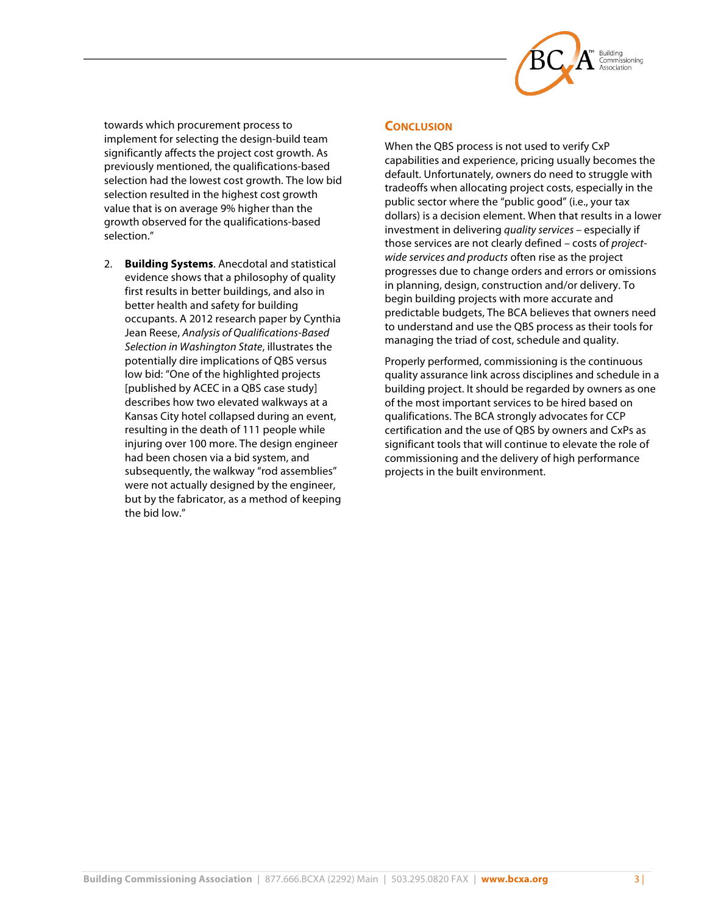towards which procurement process to implement for selecting the design-build team significantly affects the project cost growth. As previously mentioned, the qualifications-based selection had the lowest cost growth. The low bid selection resulted in the highest cost growth value that is on average 9% higher than the growth observed for the qualifications-based selection."

2. **Building Systems**. Anecdotal and statistical evidence shows that a philosophy of quality first results in better buildings, and also in better health and safety for building occupants. A 2012 research paper by Cynthia Jean Reese, *Analysis of Qualifications-Based Selection in Washington State*, illustrates the potentially dire implications of QBS versus low bid: "One of the highlighted projects [published by ACEC in a QBS case study] describes how two elevated walkways at a Kansas City hotel collapsed during an event, resulting in the death of 111 people while injuring over 100 more. The design engineer had been chosen via a bid system, and subsequently, the walkway "rod assemblies" were not actually designed by the engineer, but by the fabricator, as a method of keeping the bid low."

## Conclusion

When the QBS process is not used to verify CxP capabilities and experience, pricing usually becomes the default. Unfortunately, owners do need to struggle with tradeoffs when allocating project costs, especially in the public sector where the "public good" (i.e., your tax dollars) is a decision element. When that results in a lower investment in delivering *quality services* – especially if those services are not clearly defined – costs of *project-wide services and products* often rise as the project progresses due to change orders and errors or omissions in planning, design, construction and/or delivery. To begin building projects with more accurate and predictable budgets, The BCA believes that owners need to understand and use the QBS process as their tools for managing the triad of cost, schedule and quality.

Properly performed, commissioning is the continuous quality assurance link across disciplines and schedule in a building project. It should be regarded by owners as one of the most important services to be hired based on qualifications. The BCA strongly advocates for CCP certification and the use of QBS by owners and CxPs as significant tools that will continue to elevate the role of commissioning and the delivery of high performance projects in the built environment.